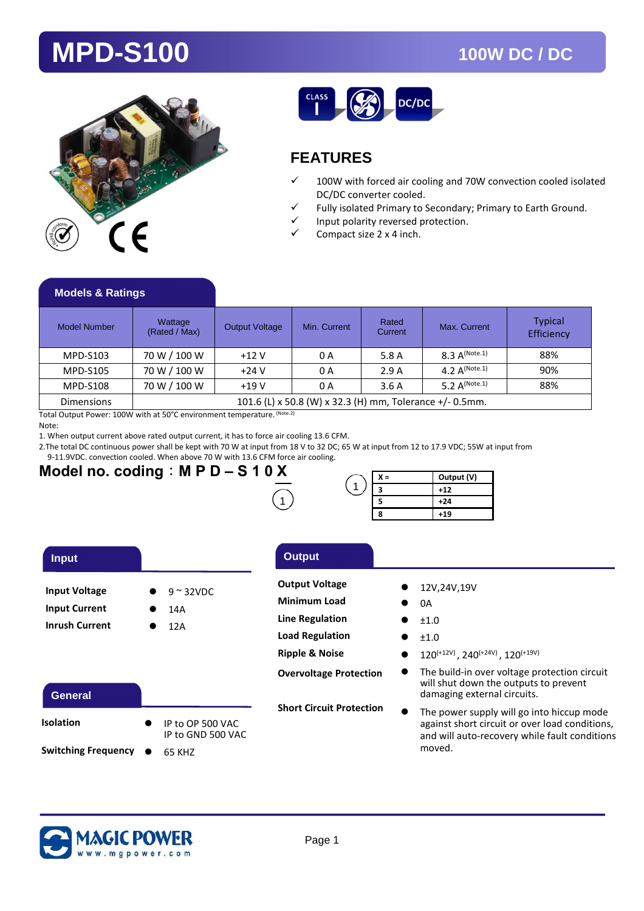# MPD-S100

## 100W DC / DC

## FEATURES

- ✓ 100W with forced air cooling and 70W convection cooled isolated DC/DC converter cooled.
- ✓ Fully isolated Primary to Secondary; Primary to Earth Ground.
- ✓ Input polarity reversed protection.
- ✓ Compact size 2 x 4 inch.

## Models & Ratings

| Model Number | Wattage (Rated / Max) | Output Voltage | Min. Current | Rated Current | Max. Current | Typical Efficiency |
|---|---|---|---|---|---|---|
| MPD-S103 | 70 W / 100 W | +12 V | 0 A | 5.8 A | 8.3 A (Note.1) | 88% |
| MPD-S105 | 70 W / 100 W | +24 V | 0 A | 2.9 A | 4.2 A (Note.1) | 90% |
| MPD-S108 | 70 W / 100 W | +19 V | 0 A | 3.6 A | 5.2 A (Note.1) | 88% |
| Dimensions | 101.6 (L) x 50.8 (W) x 32.3 (H) mm, Tolerance +/- 0.5mm. | | | | | |

Total Output Power: 100W with at 50°C environment temperature. (Note.2)

Note:

1. When output current above rated output current, it has to force air cooling 13.6 CFM.
2. The total DC continuous power shall be kept with 70 W at input from 18 V to 32 DC; 65 W at input from 12 to 17.9 VDC; 55W at input from 9-11.9VDC. convection cooled. When above 70 W with 13.6 CFM force air cooling.

## Model no. coding：M P D – S 1 0 X

X → ①

① 

| X = | Output (V) |
|---|---|
| 3 | +12 |
| 5 | +24 |
| 8 | +19 |

## Input

| | |
|---|---|
| **Input Voltage** | ● 9 ~ 32VDC |
| **Input Current** | ● 14A |
| **Inrush Current** | ● 12A |

## General

| | |
|---|---|
| **Isolation** | ● IP to OP 500 VAC<br>IP to GND 500 VAC |
| **Switching Frequency** | ● 65 KHZ |

## Output

| | |
|---|---|
| **Output Voltage** | ● 12V,24V,19V |
| **Minimum Load** | ● 0A |
| **Line Regulation** | ● ±1.0 |
| **Load Regulation** | ● ±1.0 |
| **Ripple & Noise** | ● 120 (+12V), 240 (+24V), 120 (+19V) |
| **Overvoltage Protection** | ● The build-in over voltage protection circuit will shut down the outputs to prevent damaging external circuits. |
| **Short Circuit Protection** | ● The power supply will go into hiccup mode against short circuit or over load conditions, and will auto-recovery while fault conditions moved. |

MAGIC POWER www.mgpower.com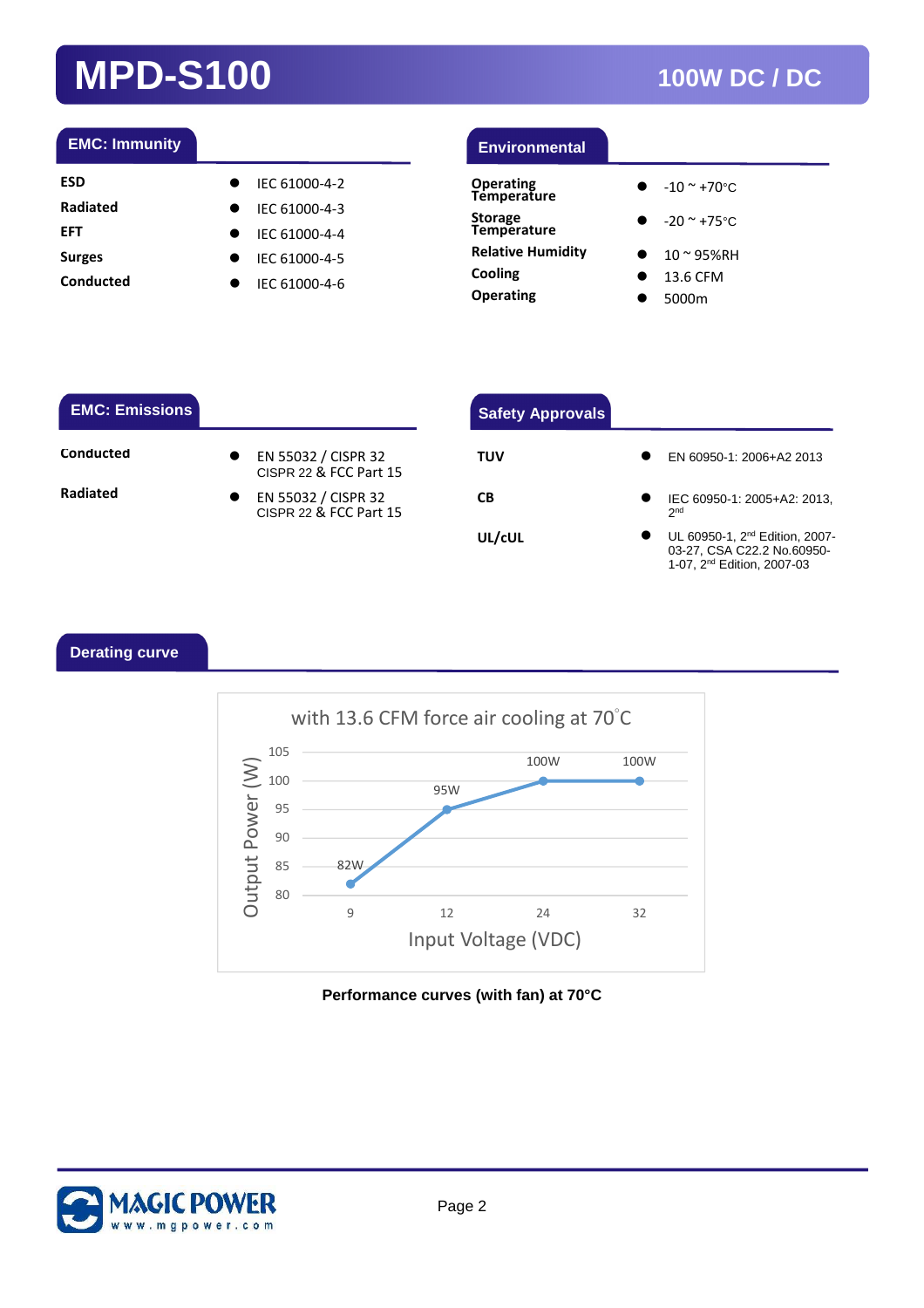# MPD-S100

## 100W DC / DC

### EMC: Immunity

| | |
|---|---|
| ESD | IEC 61000-4-2 |
| Radiated | IEC 61000-4-3 |
| EFT | IEC 61000-4-4 |
| Surges | IEC 61000-4-5 |
| Conducted | IEC 61000-4-6 |

### Environmental

| | |
|---|---|
| Operating Temperature | -10 ~ +70°C |
| Storage Temperature | -20 ~ +75°C |
| Relative Humidity | 10 ~ 95%RH |
| Cooling | 13.6 CFM |
| Operating | 5000m |

### EMC: Emissions

| | |
|---|---|
| Conducted | EN 55032 / CISPR 32 CISPR 22 & FCC Part 15 |
| Radiated | EN 55032 / CISPR 32 CISPR 22 & FCC Part 15 |

### Safety Approvals

| | |
|---|---|
| TUV | EN 60950-1: 2006+A2 2013 |
| CB | IEC 60950-1: 2005+A2: 2013, 2nd |
| UL/cUL | UL 60950-1, 2nd Edition, 2007-03-27, CSA C22.2 No.60950-1-07, 2nd Edition, 2007-03 |

### Derating curve

with 13.6 CFM force air cooling at 70°C

| Input Voltage (VDC) | 9 | 12 | 24 | 32 |
|---|---|---|---|---|
| Output Power (W) | 82W | 95W | 100W | 100W |

**Performance curves (with fan) at 70°C**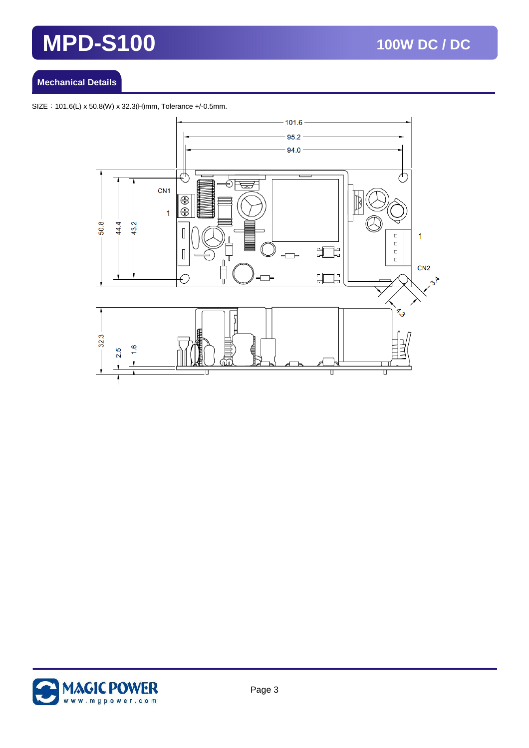# MPD-S100

## 100W DC / DC

### Mechanical Details

SIZE：101.6(L) x 50.8(W) x 32.3(H)mm, Tolerance +/-0.5mm.

101.6
95.2
94.0
50.8
44.4
43.2
CN1
1
1
CN2
3.4
4.3
32.3
2.5
1.6